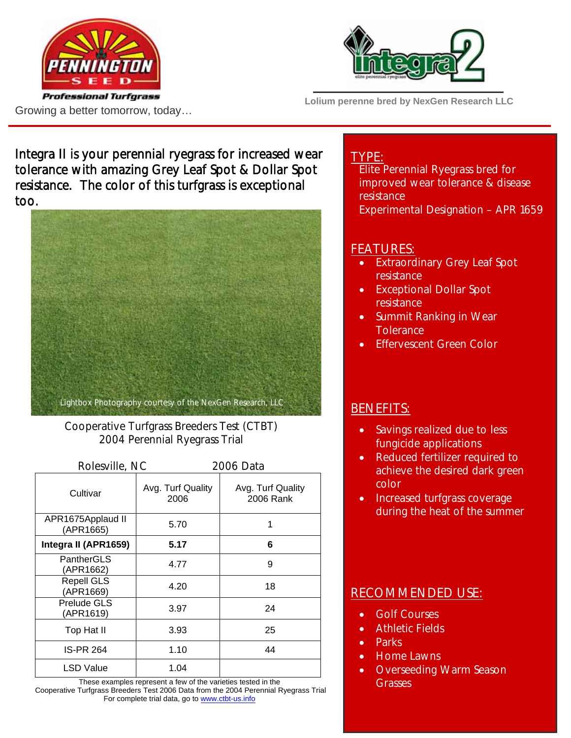Pennington Seed — Professional Turfgrass

Growing a better tomorrow, today…

Integra 2 — elite perennial ryegrass

Lolium perenne bred by NexGen Research LLC

## Integra II is your perennial ryegrass for increased wear tolerance with amazing Grey Leaf Spot & Dollar Spot resistance. The color of this turfgrass is exceptional too.

Lightbox Photography courtesy of the NexGen Research, LLC

Cooperative Turfgrass Breeders Test (CTBT)
2004 Perennial Ryegrass Trial

Rolesville, NC — 2006 Data

| Cultivar | Avg. Turf Quality 2006 | Avg. Turf Quality 2006 Rank |
|---|---|---|
| APR1675Applaud II (APR1665) | 5.70 | 1 |
| **Integra II (APR1659)** | **5.17** | **6** |
| PantherGLS (APR1662) | 4.77 | 9 |
| Repell GLS (APR1669) | 4.20 | 18 |
| Prelude GLS (APR1619) | 3.97 | 24 |
| Top Hat II | 3.93 | 25 |
| IS-PR 264 | 1.10 | 44 |
| LSD Value | 1.04 | |

These examples represent a few of the varieties tested in the Cooperative Turfgrass Breeders Test 2006 Data from the 2004 Perennial Ryegrass Trial
For complete trial data, go to www.ctbt-us.info

## TYPE:

Elite Perennial Ryegrass bred for improved wear tolerance & disease resistance
Experimental Designation – APR 1659

## FEATURES:

- Extraordinary Grey Leaf Spot resistance
- Exceptional Dollar Spot resistance
- Summit Ranking in Wear Tolerance
- Effervescent Green Color

## BENEFITS:

- Savings realized due to less fungicide applications
- Reduced fertilizer required to achieve the desired dark green color
- Increased turfgrass coverage during the heat of the summer

## RECOMMENDED USE:

- Golf Courses
- Athletic Fields
- Parks
- Home Lawns
- Overseeding Warm Season Grasses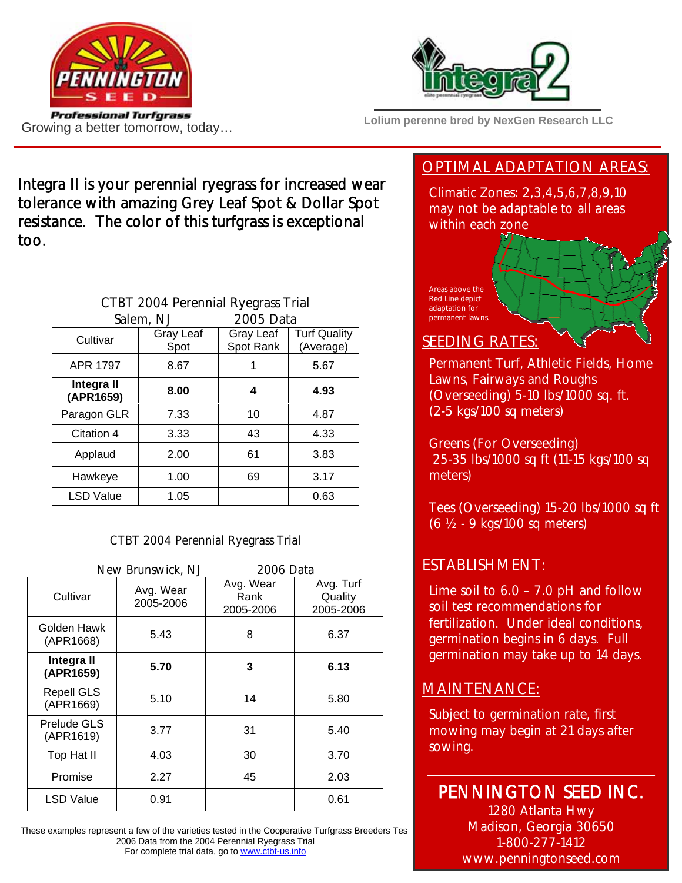Professional Turfgrass

Growing a better tomorrow, today…

Lolium perenne bred by NexGen Research LLC

## Integra II is your perennial ryegrass for increased wear tolerance with amazing Grey Leaf Spot & Dollar Spot resistance. The color of this turfgrass is exceptional too.

CTBT 2004 Perennial Ryegrass Trial

Salem, NJ 2005 Data

| Cultivar | Gray Leaf Spot | Gray Leaf Spot Rank | Turf Quality (Average) |
|---|---|---|---|
| APR 1797 | 8.67 | 1 | 5.67 |
| **Integra II (APR1659)** | **8.00** | **4** | **4.93** |
| Paragon GLR | 7.33 | 10 | 4.87 |
| Citation 4 | 3.33 | 43 | 4.33 |
| Applaud | 2.00 | 61 | 3.83 |
| Hawkeye | 1.00 | 69 | 3.17 |
| LSD Value | 1.05 | | 0.63 |

CTBT 2004 Perennial Ryegrass Trial

New Brunswick, NJ 2006 Data

| Cultivar | Avg. Wear 2005-2006 | Avg. Wear Rank 2005-2006 | Avg. Turf Quality 2005-2006 |
|---|---|---|---|
| Golden Hawk (APR1668) | 5.43 | 8 | 6.37 |
| **Integra II (APR1659)** | **5.70** | **3** | **6.13** |
| Repell GLS (APR1669) | 5.10 | 14 | 5.80 |
| Prelude GLS (APR1619) | 3.77 | 31 | 5.40 |
| Top Hat II | 4.03 | 30 | 3.70 |
| Promise | 2.27 | 45 | 2.03 |
| LSD Value | 0.91 | | 0.61 |

These examples represent a few of the varieties tested in the Cooperative Turfgrass Breeders Tes
2006 Data from the 2004 Perennial Ryegrass Trial
For complete trial data, go to www.ctbt-us.info

## OPTIMAL ADAPTATION AREAS:

Climatic Zones: 2,3,4,5,6,7,8,9,10 may not be adaptable to all areas within each zone

Areas above the Red Line depict adaptation for permanent lawns.

## SEEDING RATES:

Permanent Turf, Athletic Fields, Home Lawns, Fairways and Roughs (Overseeding) 5-10 lbs/1000 sq. ft. (2-5 kgs/100 sq meters)

Greens (For Overseeding) 25-35 lbs/1000 sq ft (11-15 kgs/100 sq meters)

Tees (Overseeding) 15-20 lbs/1000 sq ft (6 ½ - 9 kgs/100 sq meters)

## ESTABLISHMENT:

Lime soil to 6.0 – 7.0 pH and follow soil test recommendations for fertilization. Under ideal conditions, germination begins in 6 days. Full germination may take up to 14 days.

## MAINTENANCE:

Subject to germination rate, first mowing may begin at 21 days after sowing.

## PENNINGTON SEED INC.

1280 Atlanta Hwy
Madison, Georgia 30650
1-800-277-1412
www.penningtonseed.com